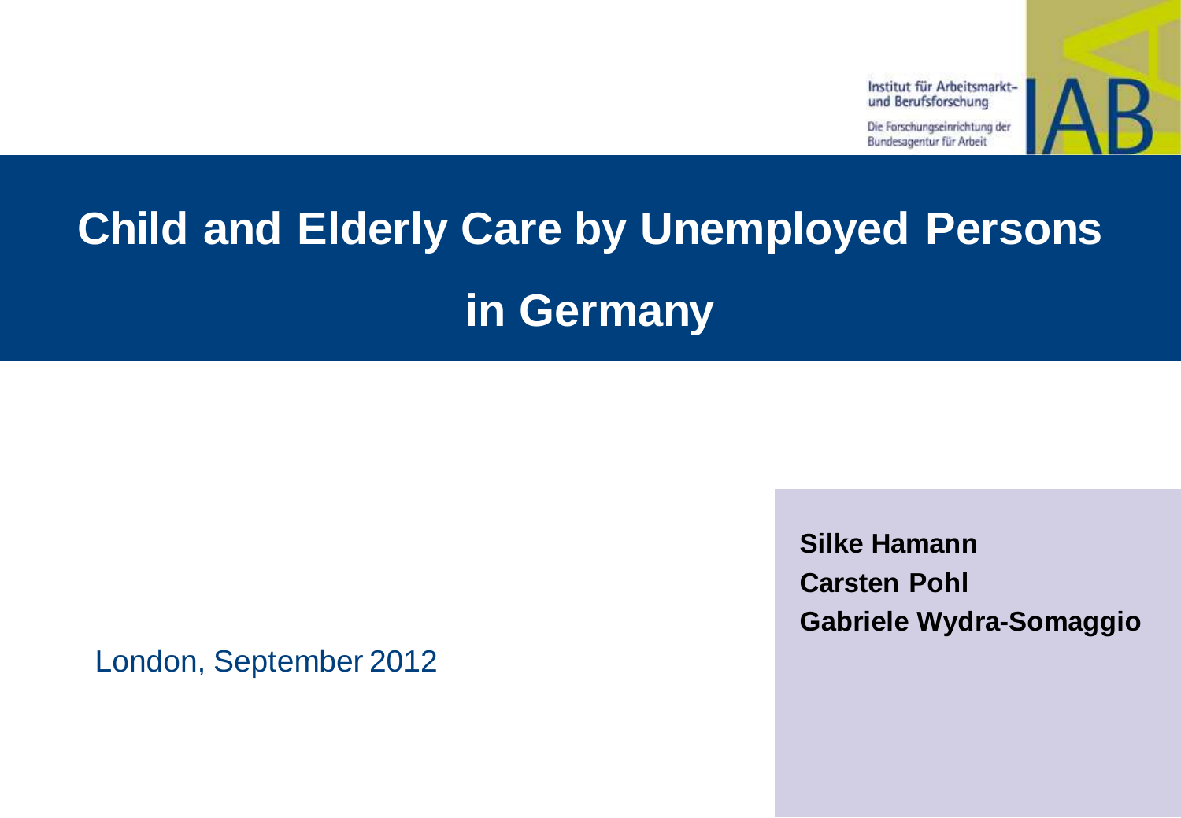Institut für Arbeitsmarkt- und Berufsforschung

Die Forschungseinrichtung der Bundesagentur für Arbeit

IAB

# Child and Elderly Care by Unemployed Persons in Germany

**Silke Hamann**
**Carsten Pohl**
**Gabriele Wydra-Somaggio**

London, September 2012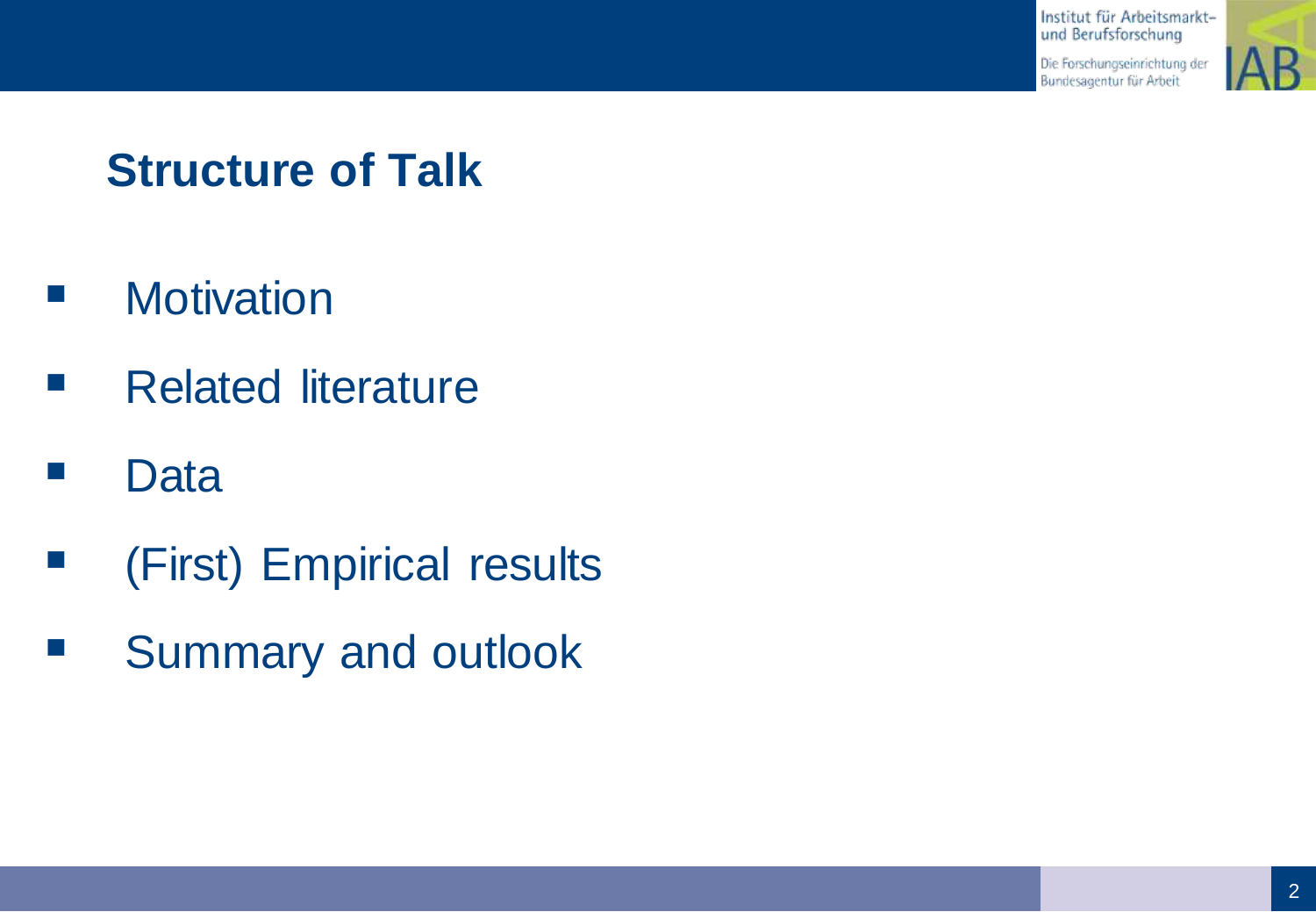## Structure of Talk

- Motivation
- Related literature
- Data
- (First) Empirical results
- Summary and outlook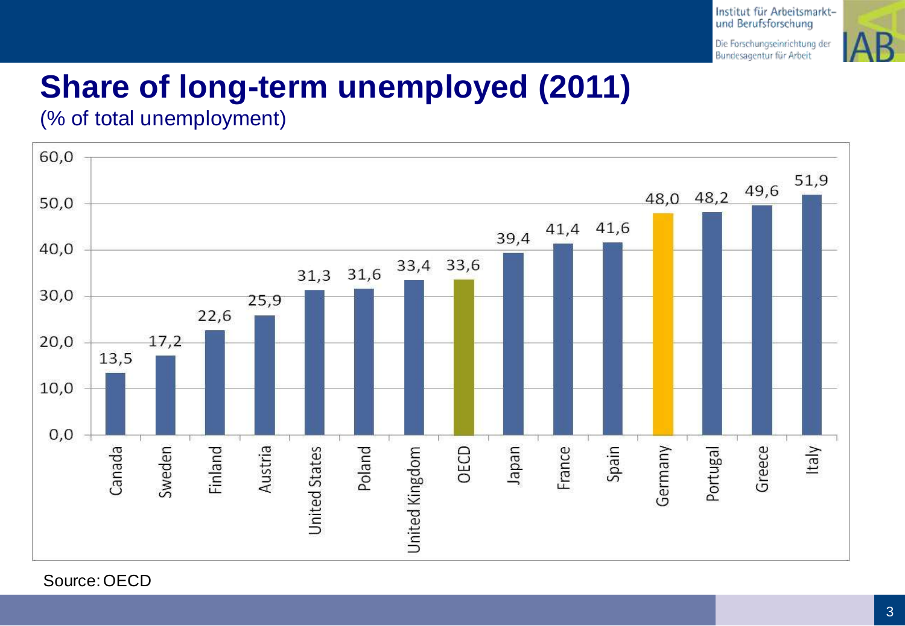# Share of long-term unemployed (2011)

(% of total unemployment)

| Country | % |
|---|---|
| Canada | 13,5 |
| Sweden | 17,2 |
| Finland | 22,6 |
| Austria | 25,9 |
| United States | 31,3 |
| Poland | 31,6 |
| United Kingdom | 33,4 |
| OECD | 33,6 |
| Japan | 39,4 |
| France | 41,4 |
| Spain | 41,6 |
| Germany | 48,0 |
| Portugal | 48,2 |
| Greece | 49,6 |
| Italy | 51,9 |

Source: OECD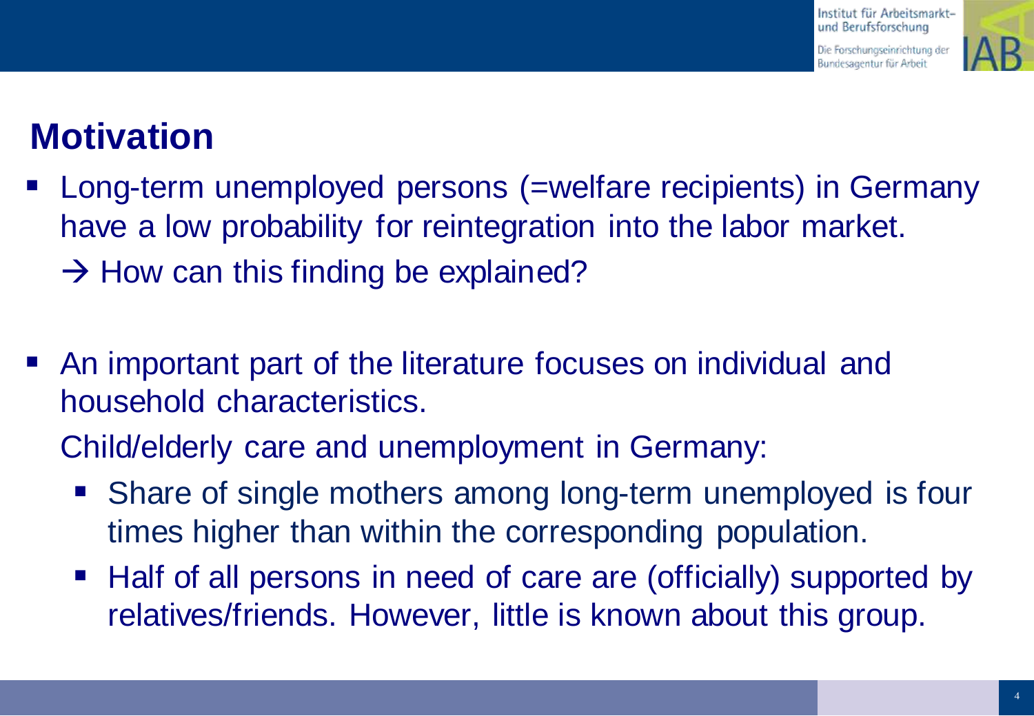## Motivation

- Long-term unemployed persons (=welfare recipients) in Germany have a low probability for reintegration into the labor market.
  → How can this finding be explained?

- An important part of the literature focuses on individual and household characteristics.

  Child/elderly care and unemployment in Germany:
  - Share of single mothers among long-term unemployed is four times higher than within the corresponding population.
  - Half of all persons in need of care are (officially) supported by relatives/friends. However, little is known about this group.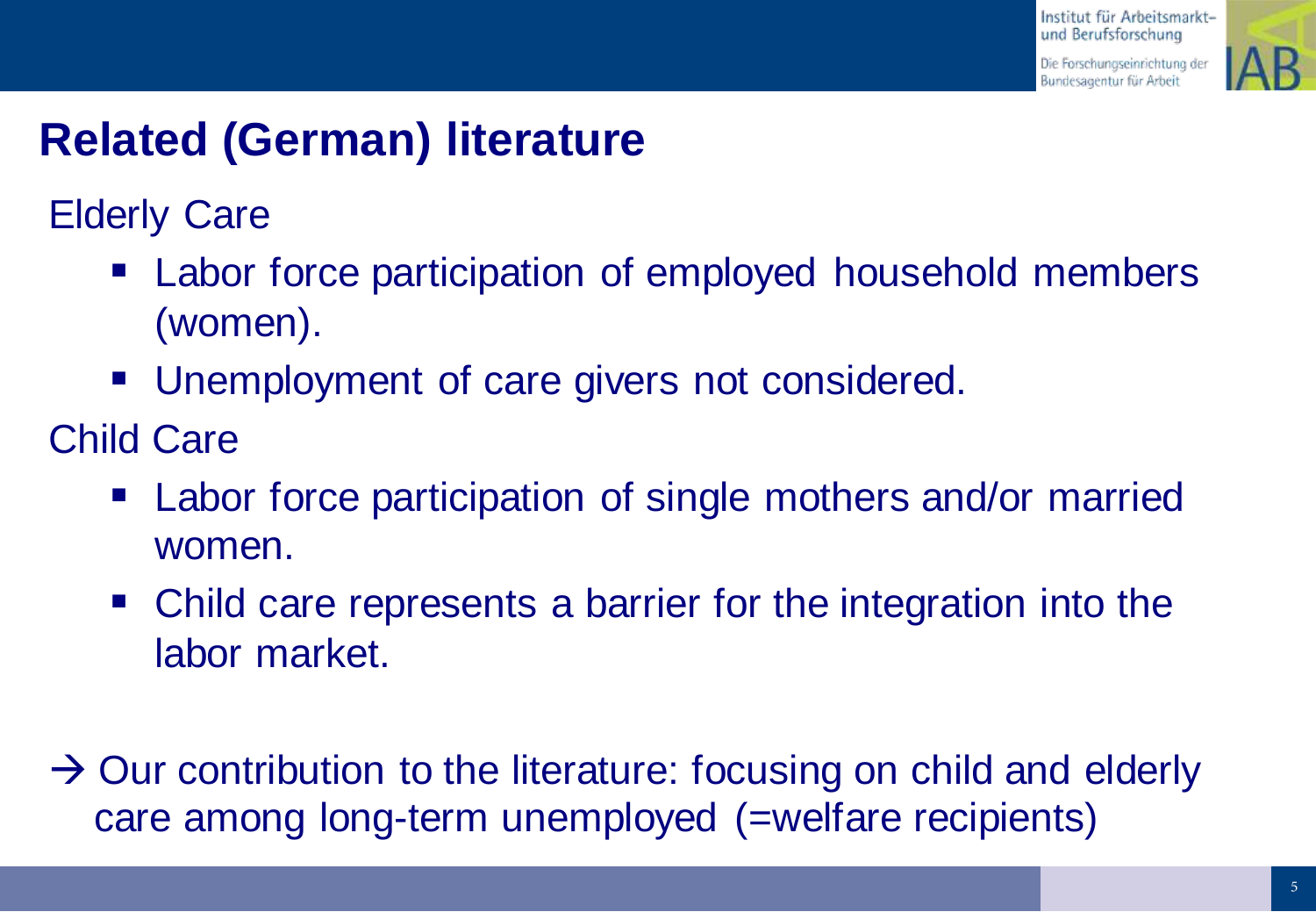# Related (German) literature

Elderly Care

- Labor force participation of employed household members (women).
- Unemployment of care givers not considered.

Child Care

- Labor force participation of single mothers and/or married women.
- Child care represents a barrier for the integration into the labor market.

→ Our contribution to the literature: focusing on child and elderly care among long-term unemployed (=welfare recipients)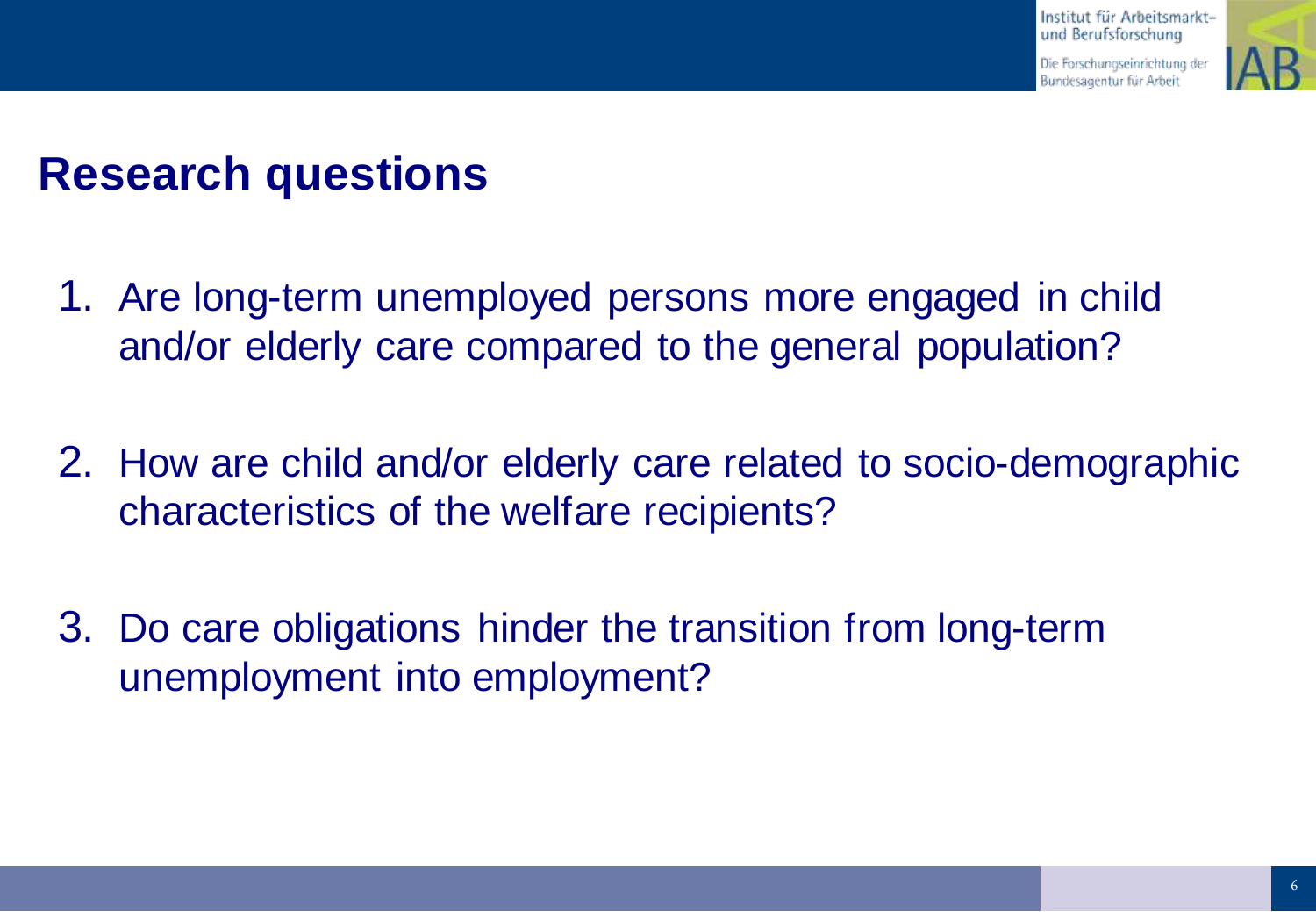## Research questions

1. Are long-term unemployed persons more engaged in child and/or elderly care compared to the general population?

2. How are child and/or elderly care related to socio-demographic characteristics of the welfare recipients?

3. Do care obligations hinder the transition from long-term unemployment into employment?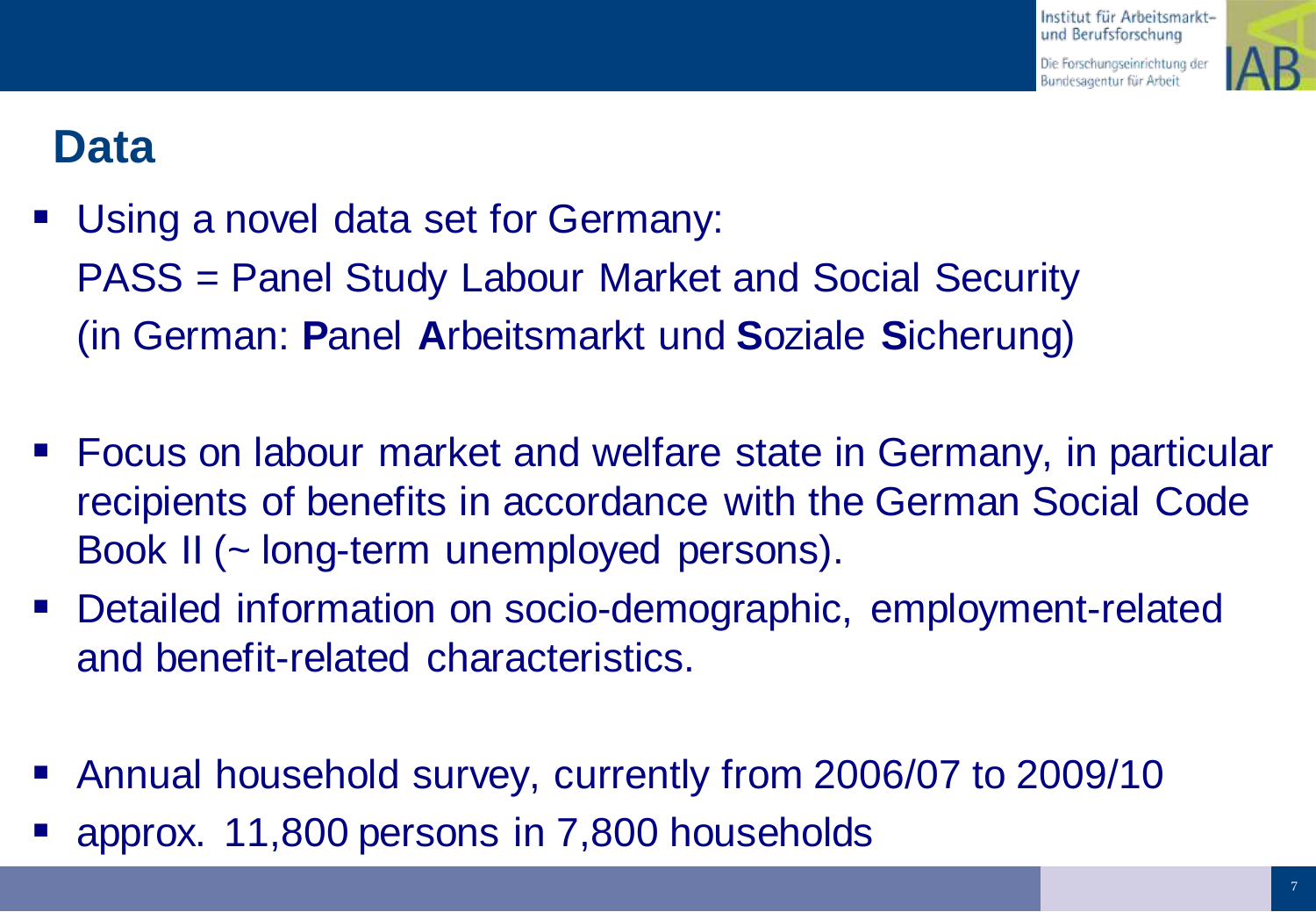## Data

- Using a novel data set for Germany:
  PASS = Panel Study Labour Market and Social Security
  (in German: **P**anel **A**rbeitsmarkt und **S**oziale **S**icherung)

- Focus on labour market and welfare state in Germany, in particular recipients of benefits in accordance with the German Social Code Book II (~ long-term unemployed persons).
- Detailed information on socio-demographic, employment-related and benefit-related characteristics.

- Annual household survey, currently from 2006/07 to 2009/10
- approx. 11,800 persons in 7,800 households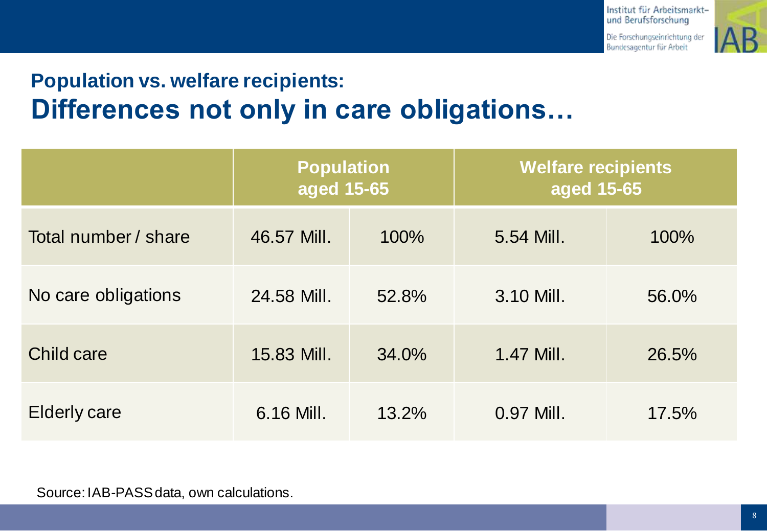## Population vs. welfare recipients:
# Differences not only in care obligations…

| | Population aged 15-65 | | Welfare recipients aged 15-65 | |
|---|---|---|---|---|
| Total number / share | 46.57 Mill. | 100% | 5.54 Mill. | 100% |
| No care obligations | 24.58 Mill. | 52.8% | 3.10 Mill. | 56.0% |
| Child care | 15.83 Mill. | 34.0% | 1.47 Mill. | 26.5% |
| Elderly care | 6.16 Mill. | 13.2% | 0.97 Mill. | 17.5% |

Source: IAB-PASS data, own calculations.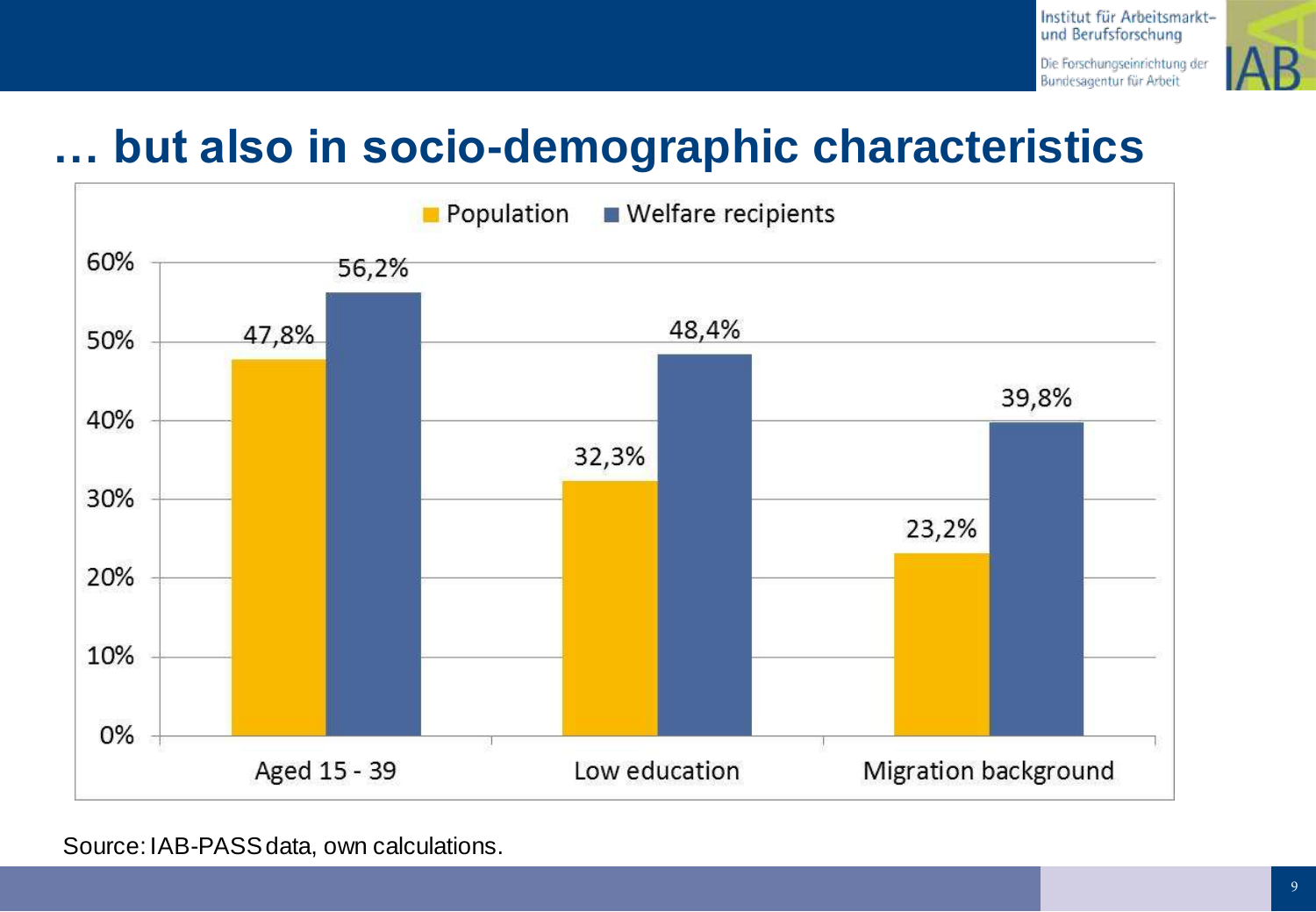# … but also in socio-demographic characteristics

| | Population | Welfare recipients |
|---|---|---|
| Aged 15 - 39 | 47,8% | 56,2% |
| Low education | 32,3% | 48,4% |
| Migration background | 23,2% | 39,8% |

Source: IAB-PASS data, own calculations.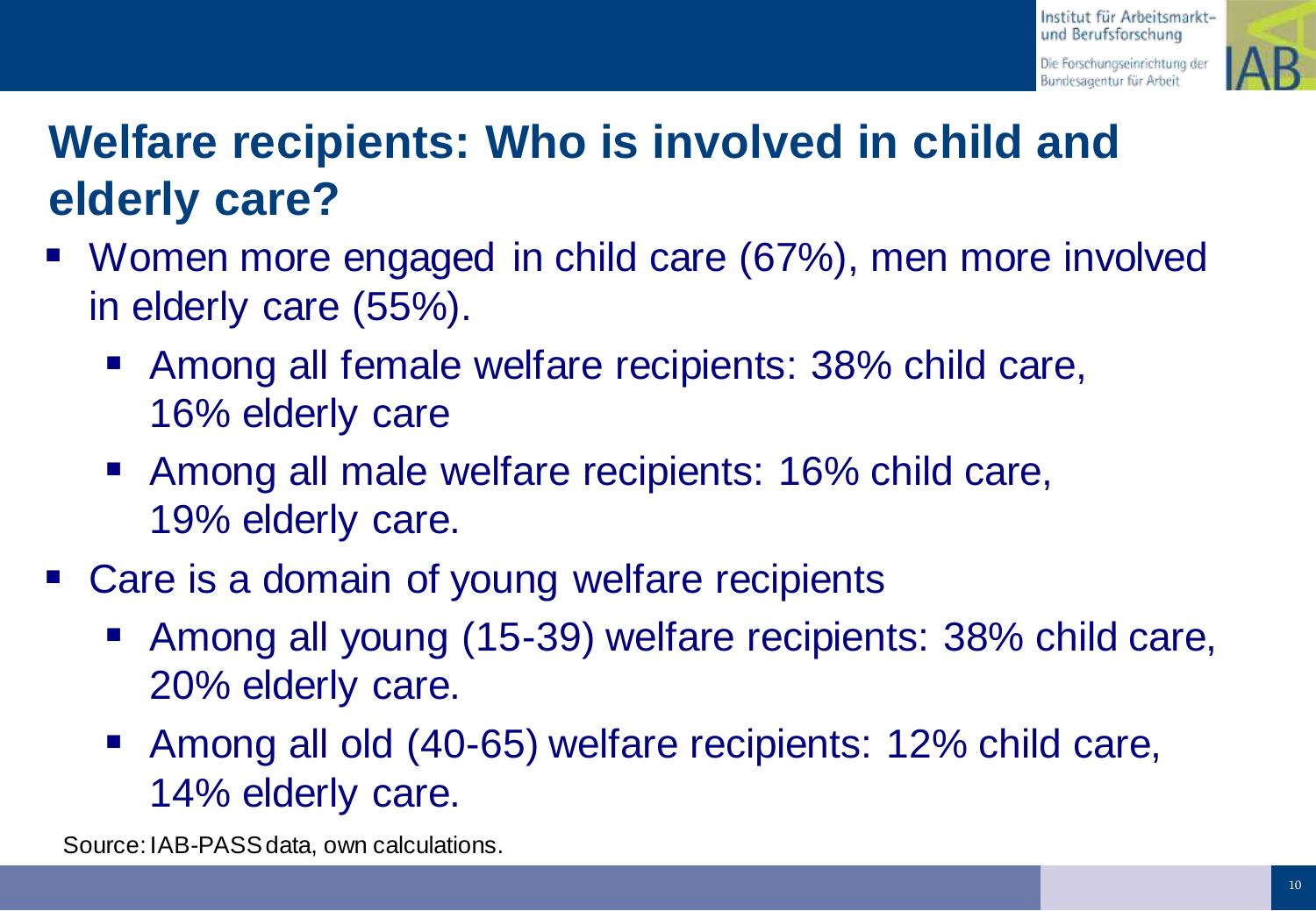# Welfare recipients: Who is involved in child and elderly care?

- Women more engaged in child care (67%), men more involved in elderly care (55%).
  - Among all female welfare recipients: 38% child care, 16% elderly care
  - Among all male welfare recipients: 16% child care, 19% elderly care.
- Care is a domain of young welfare recipients
  - Among all young (15-39) welfare recipients: 38% child care, 20% elderly care.
  - Among all old (40-65) welfare recipients: 12% child care, 14% elderly care.

Source: IAB-PASS data, own calculations.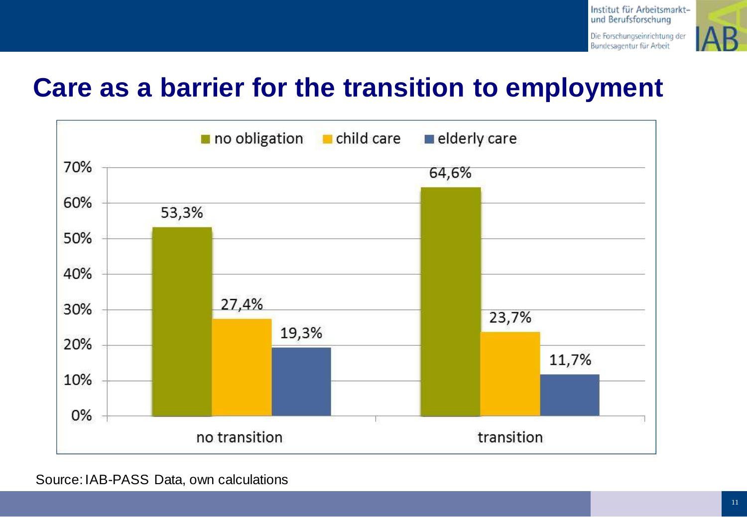# Care as a barrier for the transition to employment

| | no obligation | child care | elderly care |
|---|---|---|---|
| no transition | 53,3% | 27,4% | 19,3% |
| transition | 64,6% | 23,7% | 11,7% |

Source: IAB-PASS Data, own calculations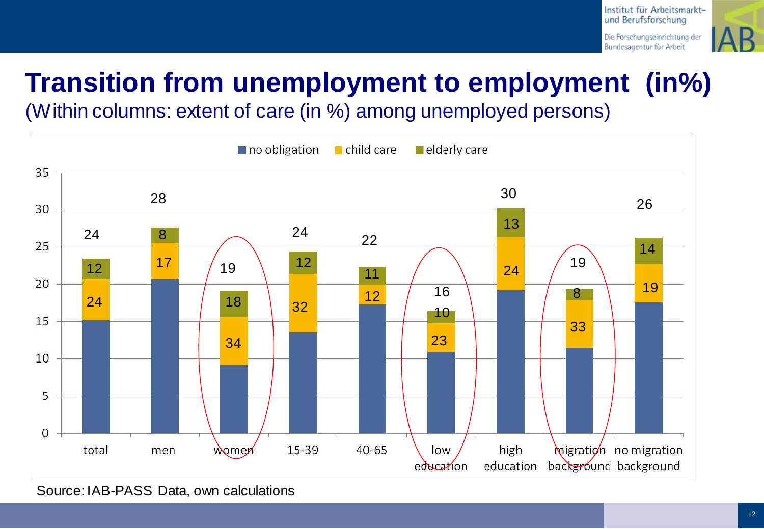# Transition from unemployment to employment (in%)

(Within columns: extent of care (in %) among unemployed persons)

| | Total transition (%) | no obligation | child care | elderly care |
|---|---|---|---|---|
| total | 24 | | 24 | 12 |
| men | 28 | | 17 | 8 |
| women | 19 | | 34 | 18 |
| 15-39 | 24 | | 32 | 12 |
| 40-65 | 22 | | 12 | 11 |
| low education | 16 | | 23 | 10 |
| high education | 30 | | 24 | 13 |
| migration background | 19 | | 33 | 8 |
| no migration background | 26 | | 19 | 14 |

Source: IAB-PASS Data, own calculations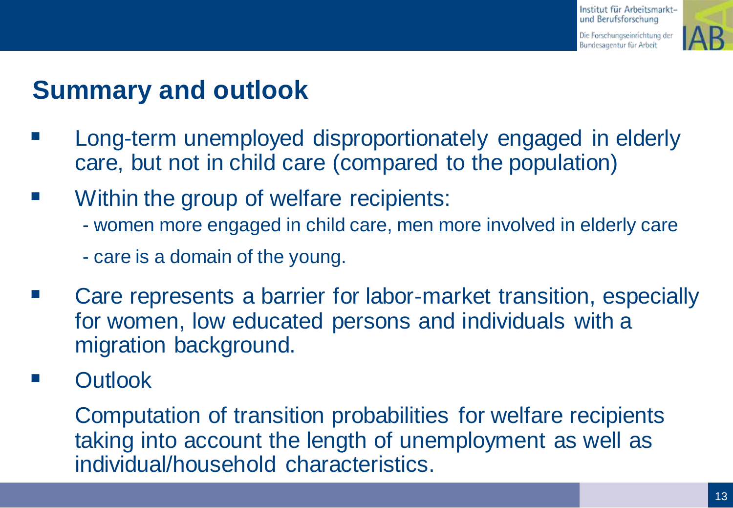## Summary and outlook

- Long-term unemployed disproportionately engaged in elderly care, but not in child care (compared to the population)
- Within the group of welfare recipients:
  - women more engaged in child care, men more involved in elderly care
  - care is a domain of the young.
- Care represents a barrier for labor-market transition, especially for women, low educated persons and individuals with a migration background.
- Outlook

  Computation of transition probabilities for welfare recipients taking into account the length of unemployment as well as individual/household characteristics.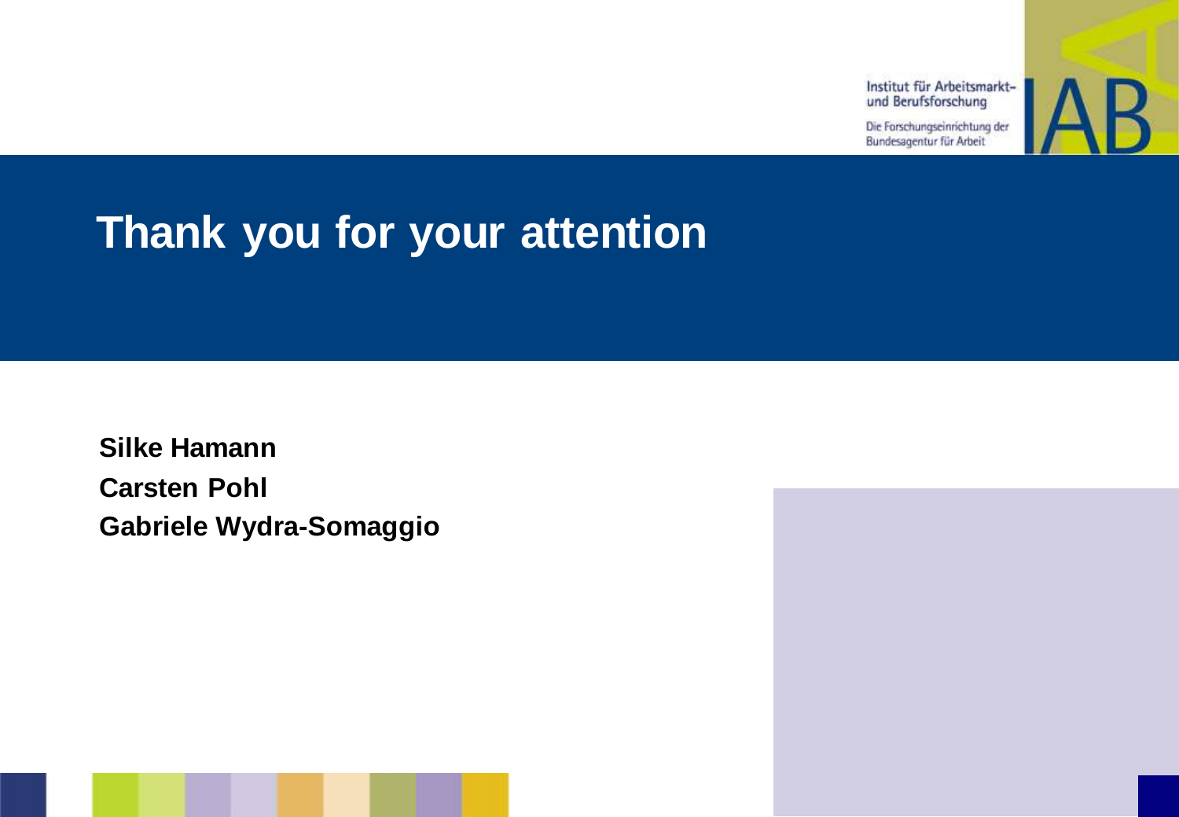# Thank you for your attention

**Silke Hamann**
**Carsten Pohl**
**Gabriele Wydra-Somaggio**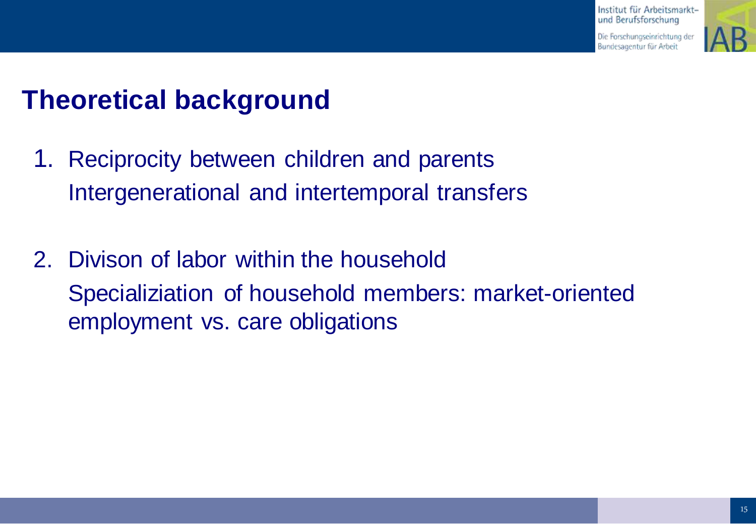# Theoretical background

1. Reciprocity between children and parents
   Intergenerational and intertemporal transfers

2. Divison of labor within the household
   Specializiation of household members: market-oriented employment vs. care obligations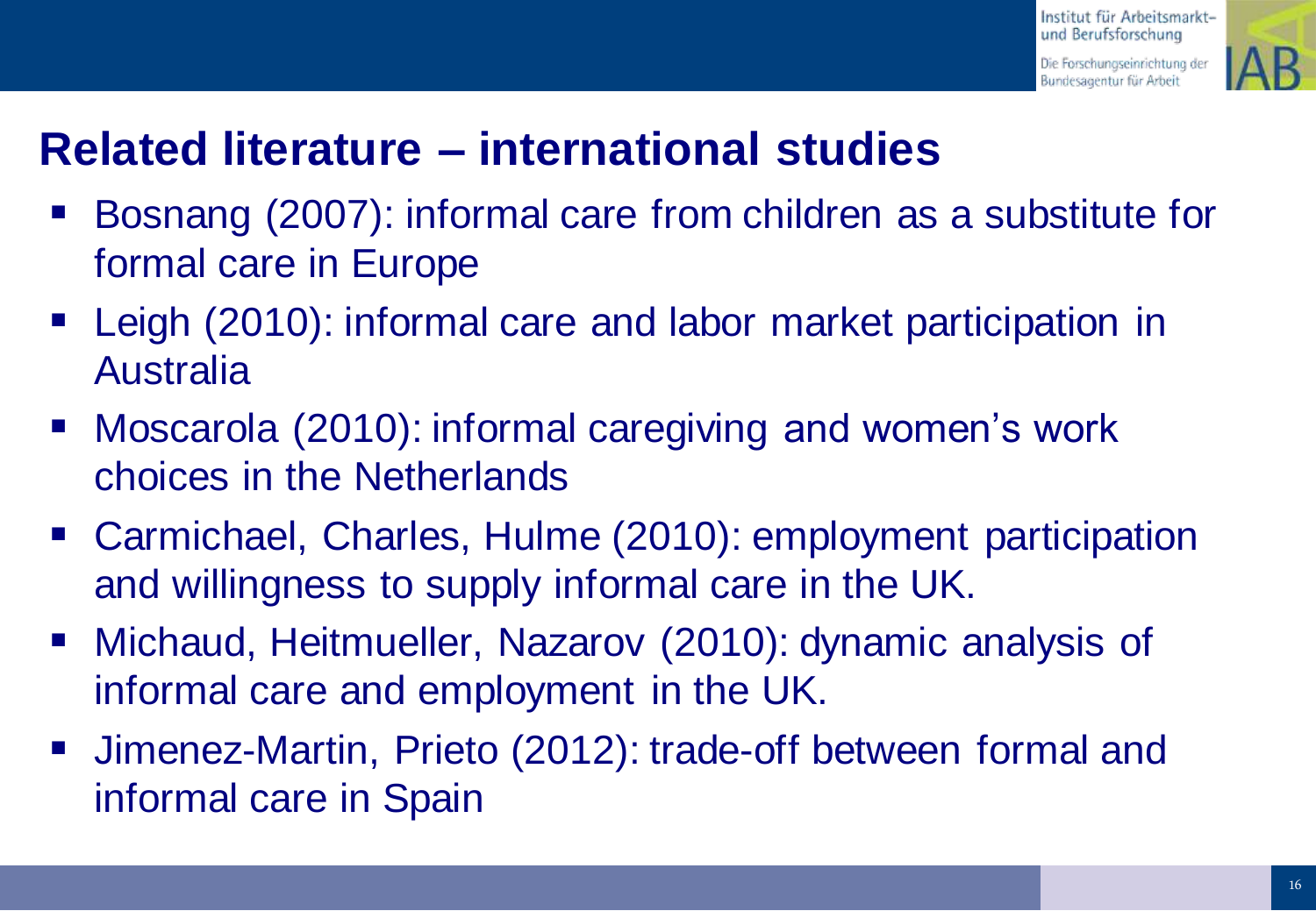## Related literature – international studies

- Bosnang (2007): informal care from children as a substitute for formal care in Europe
- Leigh (2010): informal care and labor market participation in Australia
- Moscarola (2010): informal caregiving and women's work choices in the Netherlands
- Carmichael, Charles, Hulme (2010): employment participation and willingness to supply informal care in the UK.
- Michaud, Heitmueller, Nazarov (2010): dynamic analysis of informal care and employment in the UK.
- Jimenez-Martin, Prieto (2012): trade-off between formal and informal care in Spain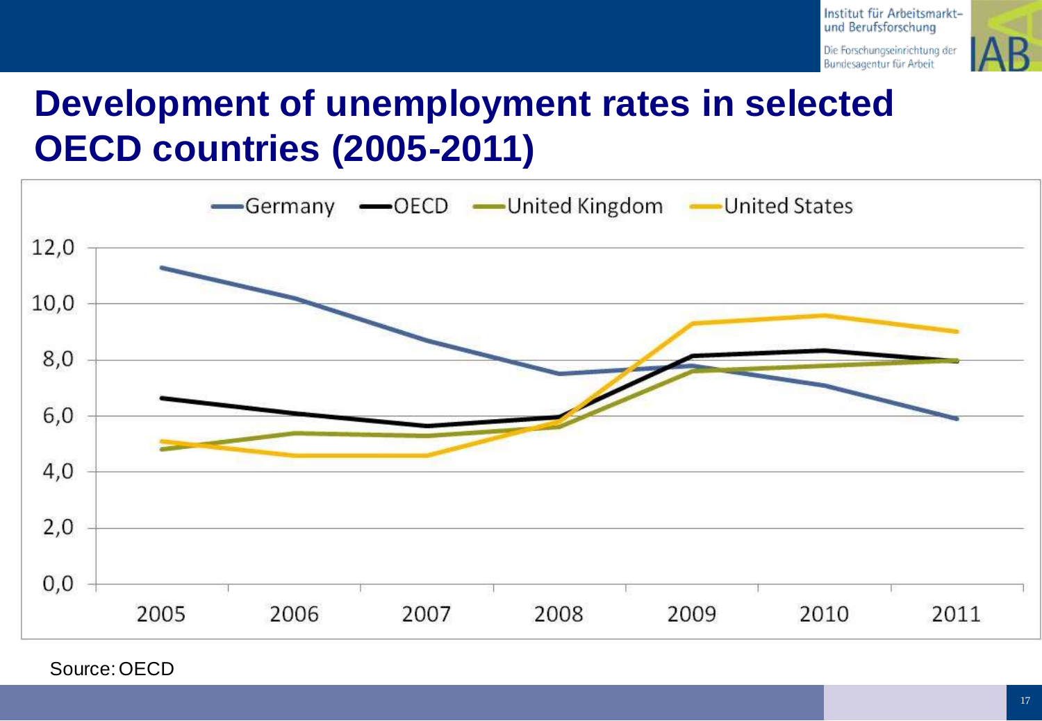# Development of unemployment rates in selected OECD countries (2005-2011)

Source: OECD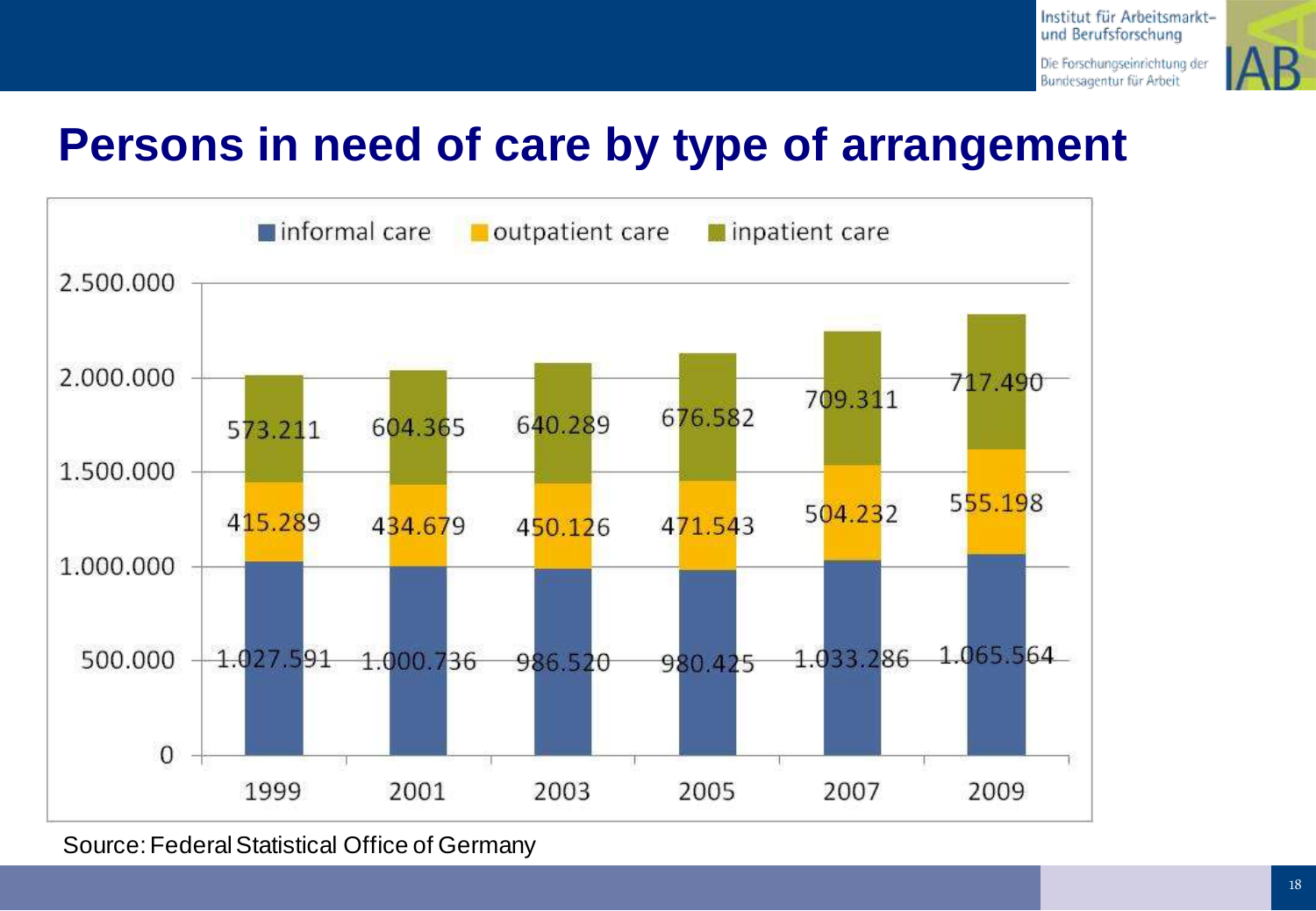# Persons in need of care by type of arrangement

informal care
outpatient care
inpatient care

2.500.000
2.000.000
1.500.000
1.000.000
500.000
0

1999: 573.211, 415.289, 1.027.591
2001: 604.365, 434.679, 1.000.736
2003: 640.289, 450.126, 986.520
2005: 676.582, 471.543, 980.425
2007: 709.311, 504.232, 1.033.286
2009: 717.490, 555.198, 1.065.564

Source: Federal Statistical Office of Germany